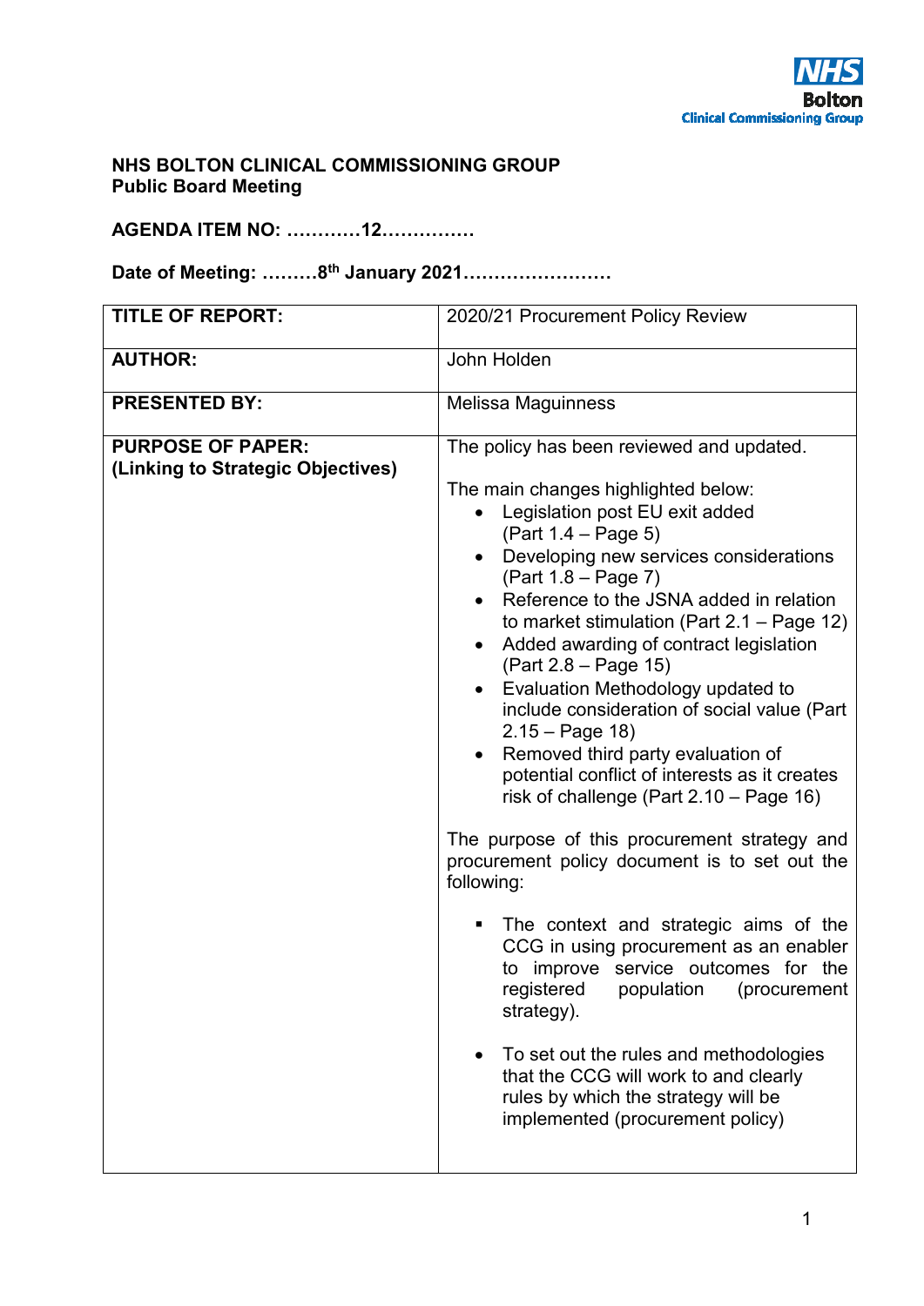NHS Bolton Clinical Commissioning Group

**NHS BOLTON CLINICAL COMMISSIONING GROUP**
**Public Board Meeting**

**AGENDA ITEM NO: …………12……………**

**Date of Meeting: ………8th January 2021……………………**

| **TITLE OF REPORT:** | 2020/21 Procurement Policy Review |
|---|---|
| **AUTHOR:** | John Holden |
| **PRESENTED BY:** | Melissa Maguinness |
| **PURPOSE OF PAPER: (Linking to Strategic Objectives)** | The policy has been reviewed and updated.<br><br>The main changes highlighted below:<br>• Legislation post EU exit added (Part 1.4 – Page 5)<br>• Developing new services considerations (Part 1.8 – Page 7)<br>• Reference to the JSNA added in relation to market stimulation (Part 2.1 – Page 12)<br>• Added awarding of contract legislation (Part 2.8 – Page 15)<br>• Evaluation Methodology updated to include consideration of social value (Part 2.15 – Page 18)<br>• Removed third party evaluation of potential conflict of interests as it creates risk of challenge (Part 2.10 – Page 16)<br><br>The purpose of this procurement strategy and procurement policy document is to set out the following:<br><br>▪ The context and strategic aims of the CCG in using procurement as an enabler to improve service outcomes for the registered population (procurement strategy).<br><br>• To set out the rules and methodologies that the CCG will work to and clearly rules by which the strategy will be implemented (procurement policy) |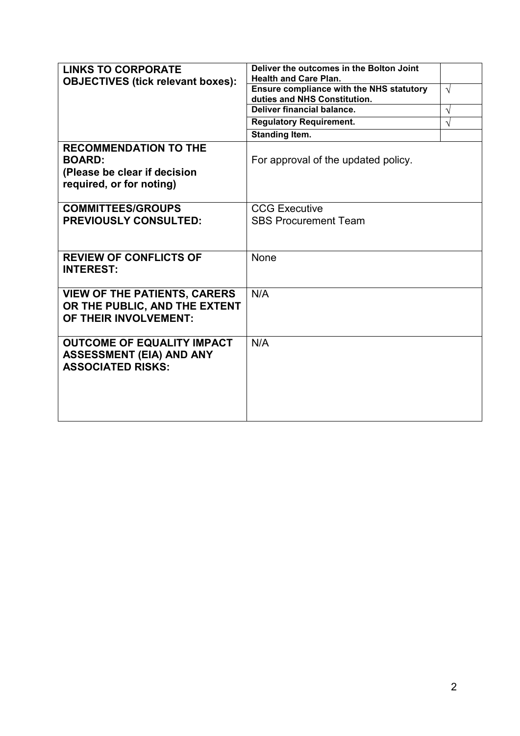| | | |
|---|---|---|
| **LINKS TO CORPORATE OBJECTIVES (tick relevant boxes):** | **Deliver the outcomes in the Bolton Joint Health and Care Plan.** | |
| | **Ensure compliance with the NHS statutory duties and NHS Constitution.** | √ |
| | **Deliver financial balance.** | √ |
| | **Regulatory Requirement.** | √ |
| | **Standing Item.** | |
| **RECOMMENDATION TO THE BOARD: (Please be clear if decision required, or for noting)** | For approval of the updated policy. | |
| **COMMITTEES/GROUPS PREVIOUSLY CONSULTED:** | CCG Executive<br>SBS Procurement Team | |
| **REVIEW OF CONFLICTS OF INTEREST:** | None | |
| **VIEW OF THE PATIENTS, CARERS OR THE PUBLIC, AND THE EXTENT OF THEIR INVOLVEMENT:** | N/A | |
| **OUTCOME OF EQUALITY IMPACT ASSESSMENT (EIA) AND ANY ASSOCIATED RISKS:** | N/A | |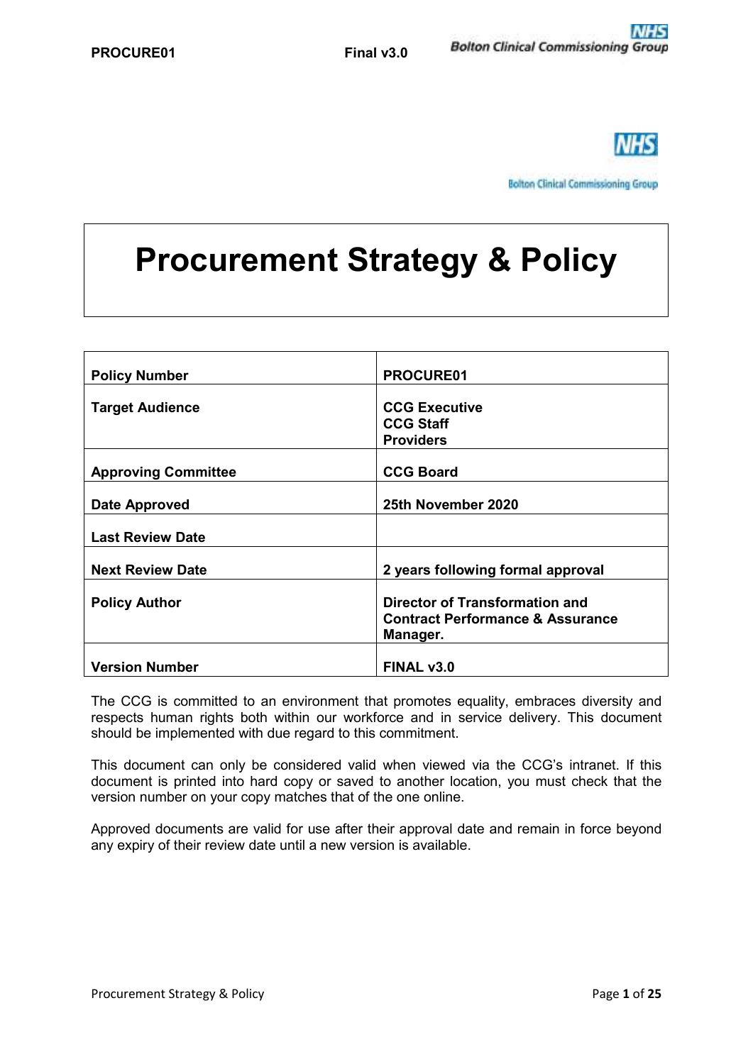# Procurement Strategy & Policy

| Policy Number | PROCURE01 |
|---|---|
| Target Audience | CCG Executive<br>CCG Staff<br>Providers |
| Approving Committee | CCG Board |
| Date Approved | 25th November 2020 |
| Last Review Date | |
| Next Review Date | 2 years following formal approval |
| Policy Author | Director of Transformation and Contract Performance & Assurance Manager. |
| Version Number | FINAL v3.0 |

The CCG is committed to an environment that promotes equality, embraces diversity and respects human rights both within our workforce and in service delivery. This document should be implemented with due regard to this commitment.

This document can only be considered valid when viewed via the CCG's intranet. If this document is printed into hard copy or saved to another location, you must check that the version number on your copy matches that of the one online.

Approved documents are valid for use after their approval date and remain in force beyond any expiry of their review date until a new version is available.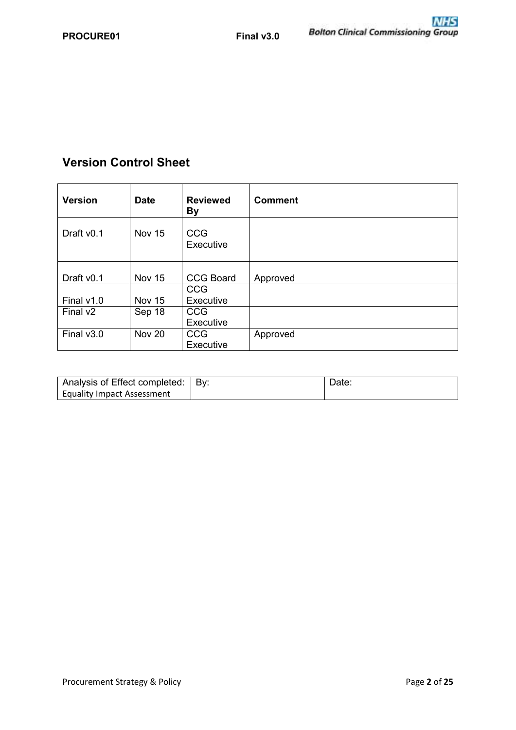## Version Control Sheet

| Version | Date | Reviewed By | Comment |
|---|---|---|---|
| Draft v0.1 | Nov 15 | CCG Executive | |
| Draft v0.1 | Nov 15 | CCG Board | Approved |
| Final v1.0 | Nov 15 | CCG Executive | |
| Final v2 | Sep 18 | CCG Executive | |
| Final v3.0 | Nov 20 | CCG Executive | Approved |

| Analysis of Effect completed: Equality Impact Assessment | By: | Date: |
|---|---|---|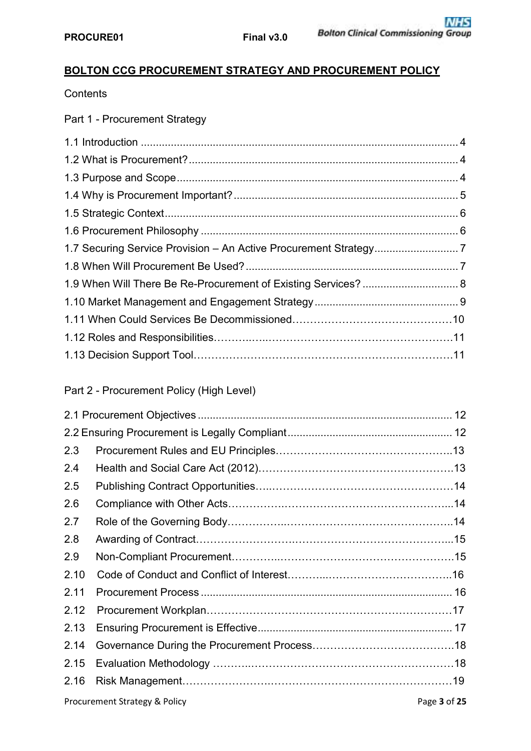## BOLTON CCG PROCUREMENT STRATEGY AND PROCUREMENT POLICY

Contents

Part 1 - Procurement Strategy

1.1 Introduction .......... 4
1.2 What is Procurement? .......... 4
1.3 Purpose and Scope .......... 4
1.4 Why is Procurement Important? .......... 5
1.5 Strategic Context .......... 6
1.6 Procurement Philosophy .......... 6
1.7 Securing Service Provision – An Active Procurement Strategy .......... 7
1.8 When Will Procurement Be Used? .......... 7
1.9 When Will There Be Re-Procurement of Existing Services? .......... 8
1.10 Market Management and Engagement Strategy .......... 9
1.11 When Could Services Be Decommissioned .......... 10
1.12 Roles and Responsibilities .......... 11
1.13 Decision Support Tool .......... 11

Part 2 - Procurement Policy (High Level)

2.1 Procurement Objectives .......... 12
2.2 Ensuring Procurement is Legally Compliant .......... 12
2.3 Procurement Rules and EU Principles .......... 13
2.4 Health and Social Care Act (2012) .......... 13
2.5 Publishing Contract Opportunities .......... 14
2.6 Compliance with Other Acts .......... 14
2.7 Role of the Governing Body .......... 14
2.8 Awarding of Contract .......... 15
2.9 Non-Compliant Procurement .......... 15
2.10 Code of Conduct and Conflict of Interest .......... 16
2.11 Procurement Process .......... 16
2.12 Procurement Workplan .......... 17
2.13 Ensuring Procurement is Effective .......... 17
2.14 Governance During the Procurement Process .......... 18
2.15 Evaluation Methodology .......... 18
2.16 Risk Management .......... 19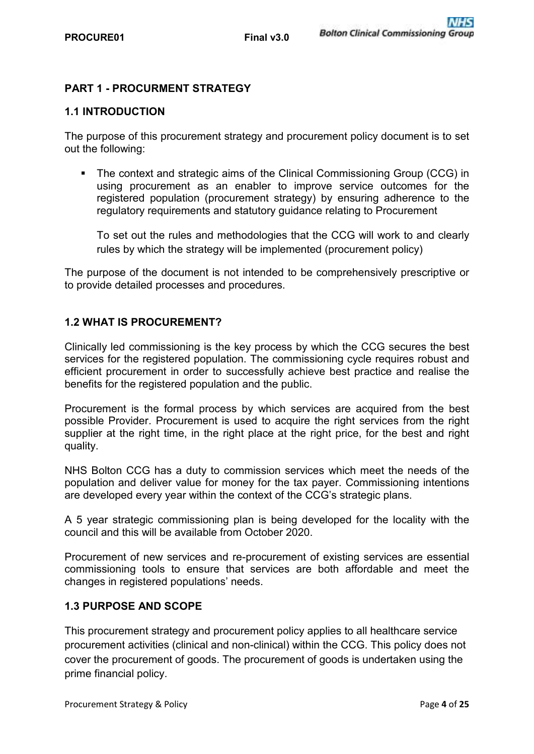## PART 1 - PROCURMENT STRATEGY

### 1.1 INTRODUCTION

The purpose of this procurement strategy and procurement policy document is to set out the following:

- The context and strategic aims of the Clinical Commissioning Group (CCG) in using procurement as an enabler to improve service outcomes for the registered population (procurement strategy) by ensuring adherence to the regulatory requirements and statutory guidance relating to Procurement

  To set out the rules and methodologies that the CCG will work to and clearly rules by which the strategy will be implemented (procurement policy)

The purpose of the document is not intended to be comprehensively prescriptive or to provide detailed processes and procedures.

### 1.2 WHAT IS PROCUREMENT?

Clinically led commissioning is the key process by which the CCG secures the best services for the registered population. The commissioning cycle requires robust and efficient procurement in order to successfully achieve best practice and realise the benefits for the registered population and the public.

Procurement is the formal process by which services are acquired from the best possible Provider. Procurement is used to acquire the right services from the right supplier at the right time, in the right place at the right price, for the best and right quality.

NHS Bolton CCG has a duty to commission services which meet the needs of the population and deliver value for money for the tax payer. Commissioning intentions are developed every year within the context of the CCG's strategic plans.

A 5 year strategic commissioning plan is being developed for the locality with the council and this will be available from October 2020.

Procurement of new services and re-procurement of existing services are essential commissioning tools to ensure that services are both affordable and meet the changes in registered populations' needs.

### 1.3 PURPOSE AND SCOPE

This procurement strategy and procurement policy applies to all healthcare service procurement activities (clinical and non-clinical) within the CCG. This policy does not cover the procurement of goods. The procurement of goods is undertaken using the prime financial policy.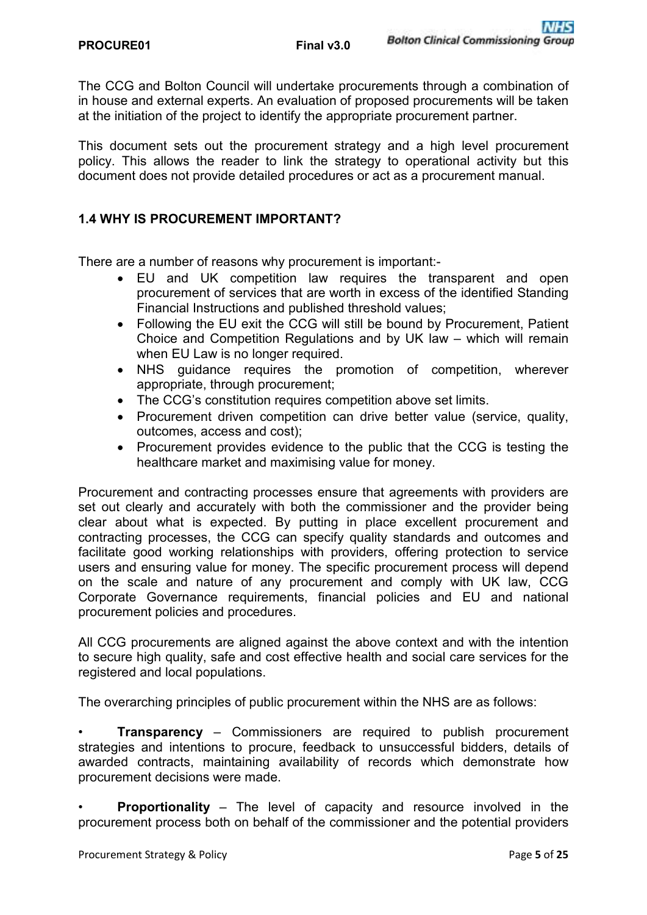The CCG and Bolton Council will undertake procurements through a combination of in house and external experts. An evaluation of proposed procurements will be taken at the initiation of the project to identify the appropriate procurement partner.

This document sets out the procurement strategy and a high level procurement policy. This allows the reader to link the strategy to operational activity but this document does not provide detailed procedures or act as a procurement manual.

### 1.4 WHY IS PROCUREMENT IMPORTANT?

There are a number of reasons why procurement is important:-

- EU and UK competition law requires the transparent and open procurement of services that are worth in excess of the identified Standing Financial Instructions and published threshold values;
- Following the EU exit the CCG will still be bound by Procurement, Patient Choice and Competition Regulations and by UK law – which will remain when EU Law is no longer required.
- NHS guidance requires the promotion of competition, wherever appropriate, through procurement;
- The CCG's constitution requires competition above set limits.
- Procurement driven competition can drive better value (service, quality, outcomes, access and cost);
- Procurement provides evidence to the public that the CCG is testing the healthcare market and maximising value for money.

Procurement and contracting processes ensure that agreements with providers are set out clearly and accurately with both the commissioner and the provider being clear about what is expected. By putting in place excellent procurement and contracting processes, the CCG can specify quality standards and outcomes and facilitate good working relationships with providers, offering protection to service users and ensuring value for money. The specific procurement process will depend on the scale and nature of any procurement and comply with UK law, CCG Corporate Governance requirements, financial policies and EU and national procurement policies and procedures.

All CCG procurements are aligned against the above context and with the intention to secure high quality, safe and cost effective health and social care services for the registered and local populations.

The overarching principles of public procurement within the NHS are as follows:

- **Transparency** – Commissioners are required to publish procurement strategies and intentions to procure, feedback to unsuccessful bidders, details of awarded contracts, maintaining availability of records which demonstrate how procurement decisions were made.

- **Proportionality** – The level of capacity and resource involved in the procurement process both on behalf of the commissioner and the potential providers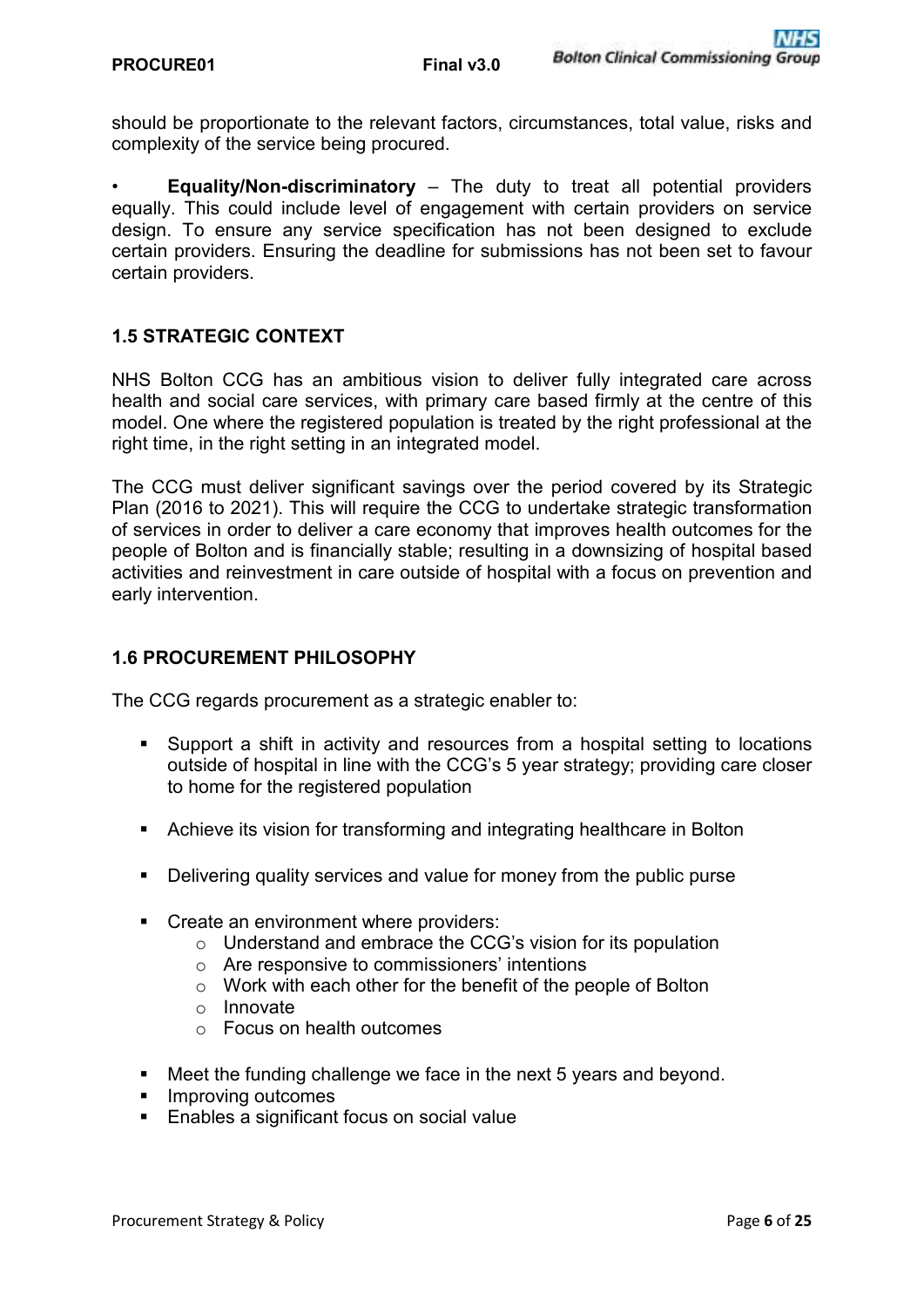should be proportionate to the relevant factors, circumstances, total value, risks and complexity of the service being procured.

- **Equality/Non-discriminatory** – The duty to treat all potential providers equally. This could include level of engagement with certain providers on service design. To ensure any service specification has not been designed to exclude certain providers. Ensuring the deadline for submissions has not been set to favour certain providers.

### 1.5 STRATEGIC CONTEXT

NHS Bolton CCG has an ambitious vision to deliver fully integrated care across health and social care services, with primary care based firmly at the centre of this model. One where the registered population is treated by the right professional at the right time, in the right setting in an integrated model.

The CCG must deliver significant savings over the period covered by its Strategic Plan (2016 to 2021). This will require the CCG to undertake strategic transformation of services in order to deliver a care economy that improves health outcomes for the people of Bolton and is financially stable; resulting in a downsizing of hospital based activities and reinvestment in care outside of hospital with a focus on prevention and early intervention.

### 1.6 PROCUREMENT PHILOSOPHY

The CCG regards procurement as a strategic enabler to:

- Support a shift in activity and resources from a hospital setting to locations outside of hospital in line with the CCG's 5 year strategy; providing care closer to home for the registered population
- Achieve its vision for transforming and integrating healthcare in Bolton
- Delivering quality services and value for money from the public purse
- Create an environment where providers:
  - Understand and embrace the CCG's vision for its population
  - Are responsive to commissioners' intentions
  - Work with each other for the benefit of the people of Bolton
  - Innovate
  - Focus on health outcomes
- Meet the funding challenge we face in the next 5 years and beyond.
- Improving outcomes
- Enables a significant focus on social value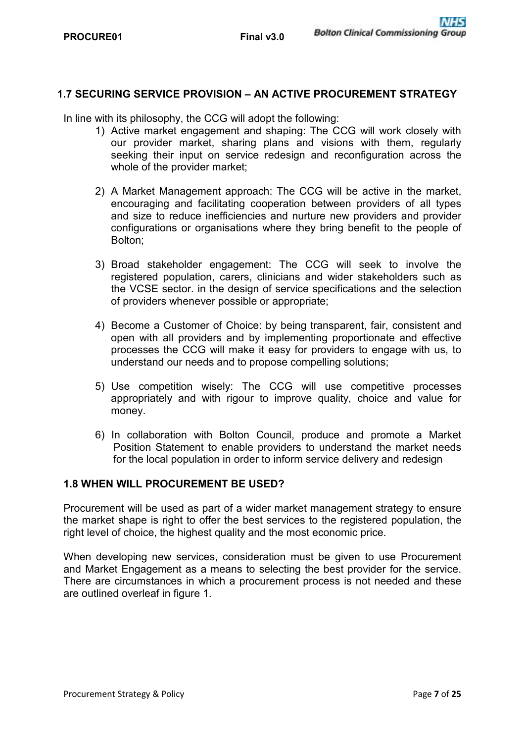## 1.7 SECURING SERVICE PROVISION – AN ACTIVE PROCUREMENT STRATEGY

In line with its philosophy, the CCG will adopt the following:

1) Active market engagement and shaping: The CCG will work closely with our provider market, sharing plans and visions with them, regularly seeking their input on service redesign and reconfiguration across the whole of the provider market;

2) A Market Management approach: The CCG will be active in the market, encouraging and facilitating cooperation between providers of all types and size to reduce inefficiencies and nurture new providers and provider configurations or organisations where they bring benefit to the people of Bolton;

3) Broad stakeholder engagement: The CCG will seek to involve the registered population, carers, clinicians and wider stakeholders such as the VCSE sector. in the design of service specifications and the selection of providers whenever possible or appropriate;

4) Become a Customer of Choice: by being transparent, fair, consistent and open with all providers and by implementing proportionate and effective processes the CCG will make it easy for providers to engage with us, to understand our needs and to propose compelling solutions;

5) Use competition wisely: The CCG will use competitive processes appropriately and with rigour to improve quality, choice and value for money.

6) In collaboration with Bolton Council, produce and promote a Market Position Statement to enable providers to understand the market needs for the local population in order to inform service delivery and redesign

## 1.8 WHEN WILL PROCUREMENT BE USED?

Procurement will be used as part of a wider market management strategy to ensure the market shape is right to offer the best services to the registered population, the right level of choice, the highest quality and the most economic price.

When developing new services, consideration must be given to use Procurement and Market Engagement as a means to selecting the best provider for the service. There are circumstances in which a procurement process is not needed and these are outlined overleaf in figure 1.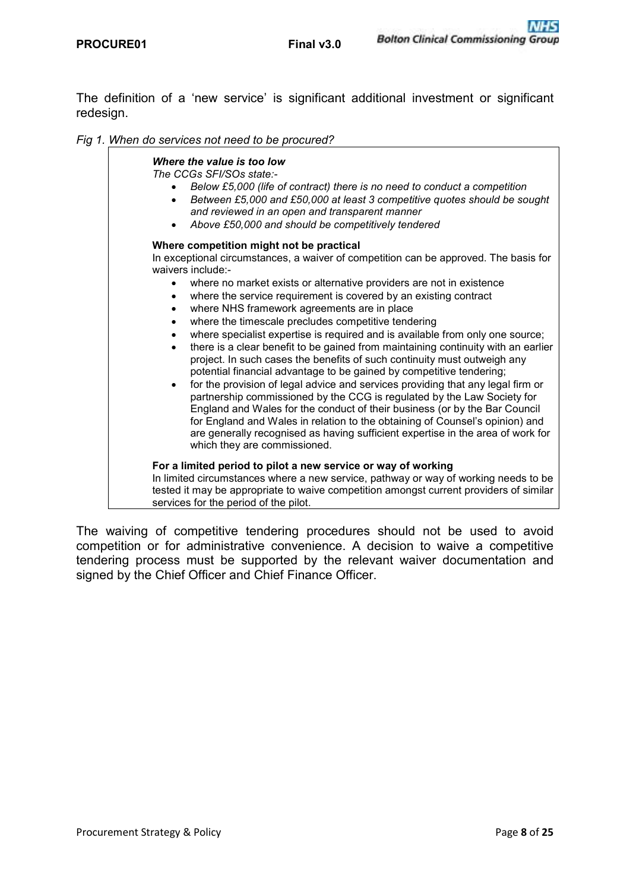The definition of a ‘new service’ is significant additional investment or significant redesign.

*Fig 1. When do services not need to be procured?*

***Where the value is too low***

*The CCGs SFI/SOs state:-*

- *Below £5,000 (life of contract) there is no need to conduct a competition*
- *Between £5,000 and £50,000 at least 3 competitive quotes should be sought and reviewed in an open and transparent manner*
- *Above £50,000 and should be competitively tendered*

**Where competition might not be practical**

In exceptional circumstances, a waiver of competition can be approved. The basis for waivers include:-

- where no market exists or alternative providers are not in existence
- where the service requirement is covered by an existing contract
- where NHS framework agreements are in place
- where the timescale precludes competitive tendering
- where specialist expertise is required and is available from only one source;
- there is a clear benefit to be gained from maintaining continuity with an earlier project. In such cases the benefits of such continuity must outweigh any potential financial advantage to be gained by competitive tendering;
- for the provision of legal advice and services providing that any legal firm or partnership commissioned by the CCG is regulated by the Law Society for England and Wales for the conduct of their business (or by the Bar Council for England and Wales in relation to the obtaining of Counsel’s opinion) and are generally recognised as having sufficient expertise in the area of work for which they are commissioned.

**For a limited period to pilot a new service or way of working**

In limited circumstances where a new service, pathway or way of working needs to be tested it may be appropriate to waive competition amongst current providers of similar services for the period of the pilot.

The waiving of competitive tendering procedures should not be used to avoid competition or for administrative convenience. A decision to waive a competitive tendering process must be supported by the relevant waiver documentation and signed by the Chief Officer and Chief Finance Officer.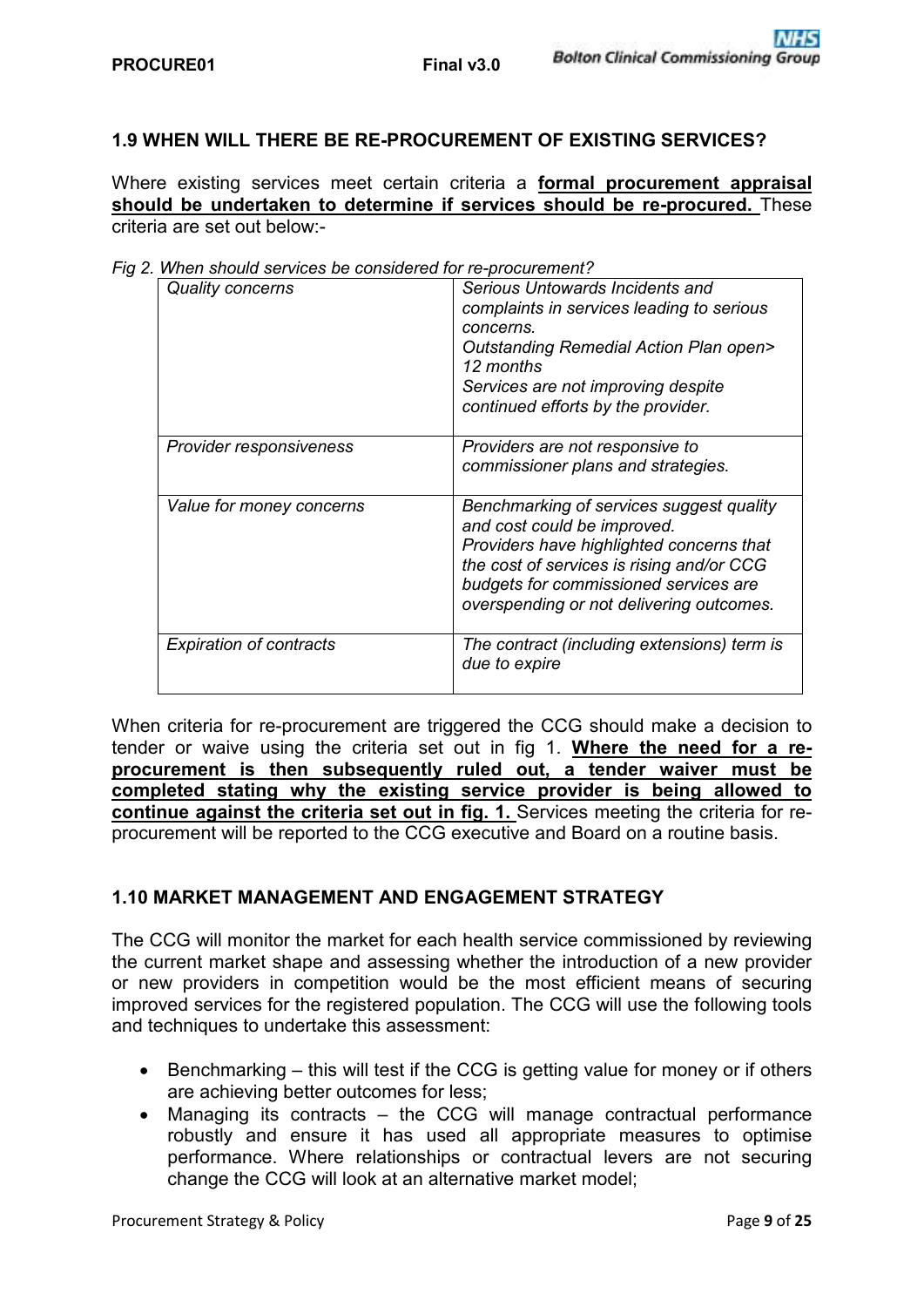### 1.9 WHEN WILL THERE BE RE-PROCUREMENT OF EXISTING SERVICES?

Where existing services meet certain criteria a **formal procurement appraisal should be undertaken to determine if services should be re-procured.** These criteria are set out below:-

*Fig 2. When should services be considered for re-procurement?*

| | |
|---|---|
| *Quality concerns* | *Serious Untowards Incidents and complaints in services leading to serious concerns.*<br>*Outstanding Remedial Action Plan open> 12 months*<br>*Services are not improving despite continued efforts by the provider.* |
| *Provider responsiveness* | *Providers are not responsive to commissioner plans and strategies.* |
| *Value for money concerns* | *Benchmarking of services suggest quality and cost could be improved.*<br>*Providers have highlighted concerns that the cost of services is rising and/or CCG budgets for commissioned services are overspending or not delivering outcomes.* |
| *Expiration of contracts* | *The contract (including extensions) term is due to expire* |

When criteria for re-procurement are triggered the CCG should make a decision to tender or waive using the criteria set out in fig 1. **Where the need for a re-procurement is then subsequently ruled out, a tender waiver must be completed stating why the existing service provider is being allowed to continue against the criteria set out in fig. 1.** Services meeting the criteria for re-procurement will be reported to the CCG executive and Board on a routine basis.

### 1.10 MARKET MANAGEMENT AND ENGAGEMENT STRATEGY

The CCG will monitor the market for each health service commissioned by reviewing the current market shape and assessing whether the introduction of a new provider or new providers in competition would be the most efficient means of securing improved services for the registered population. The CCG will use the following tools and techniques to undertake this assessment:

- Benchmarking – this will test if the CCG is getting value for money or if others are achieving better outcomes for less;
- Managing its contracts – the CCG will manage contractual performance robustly and ensure it has used all appropriate measures to optimise performance. Where relationships or contractual levers are not securing change the CCG will look at an alternative market model;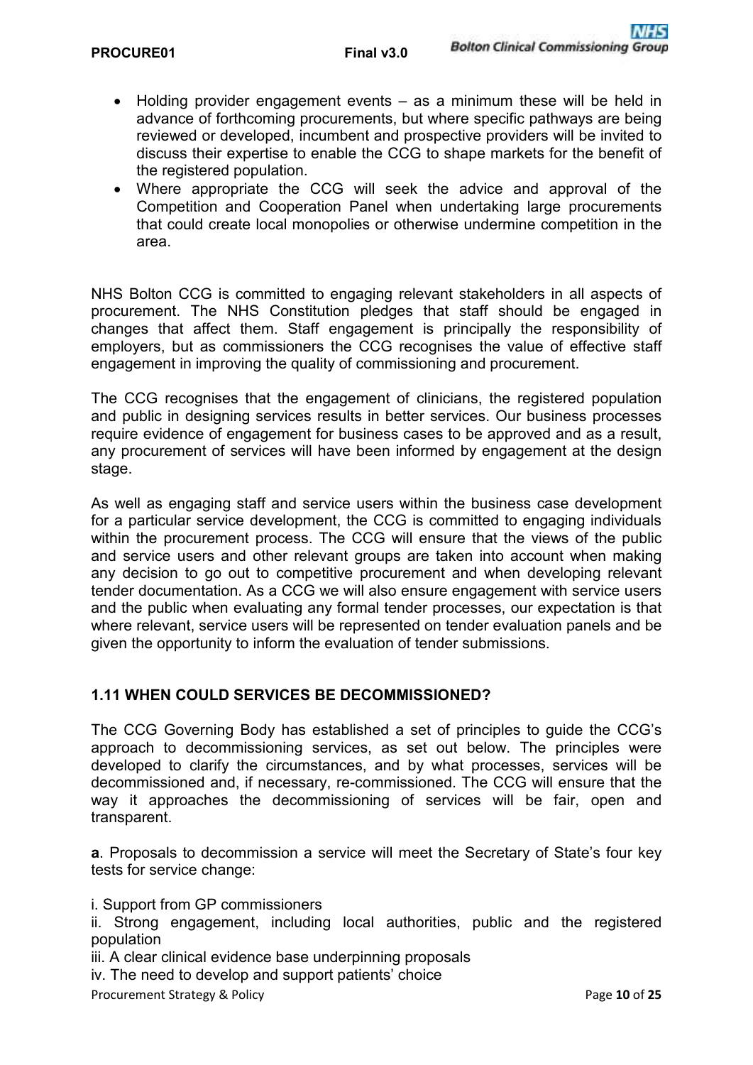- Holding provider engagement events – as a minimum these will be held in advance of forthcoming procurements, but where specific pathways are being reviewed or developed, incumbent and prospective providers will be invited to discuss their expertise to enable the CCG to shape markets for the benefit of the registered population.
- Where appropriate the CCG will seek the advice and approval of the Competition and Cooperation Panel when undertaking large procurements that could create local monopolies or otherwise undermine competition in the area.

NHS Bolton CCG is committed to engaging relevant stakeholders in all aspects of procurement. The NHS Constitution pledges that staff should be engaged in changes that affect them. Staff engagement is principally the responsibility of employers, but as commissioners the CCG recognises the value of effective staff engagement in improving the quality of commissioning and procurement.

The CCG recognises that the engagement of clinicians, the registered population and public in designing services results in better services. Our business processes require evidence of engagement for business cases to be approved and as a result, any procurement of services will have been informed by engagement at the design stage.

As well as engaging staff and service users within the business case development for a particular service development, the CCG is committed to engaging individuals within the procurement process. The CCG will ensure that the views of the public and service users and other relevant groups are taken into account when making any decision to go out to competitive procurement and when developing relevant tender documentation. As a CCG we will also ensure engagement with service users and the public when evaluating any formal tender processes, our expectation is that where relevant, service users will be represented on tender evaluation panels and be given the opportunity to inform the evaluation of tender submissions.

### 1.11 WHEN COULD SERVICES BE DECOMMISSIONED?

The CCG Governing Body has established a set of principles to guide the CCG's approach to decommissioning services, as set out below. The principles were developed to clarify the circumstances, and by what processes, services will be decommissioned and, if necessary, re-commissioned. The CCG will ensure that the way it approaches the decommissioning of services will be fair, open and transparent.

**a**. Proposals to decommission a service will meet the Secretary of State's four key tests for service change:

i. Support from GP commissioners
ii. Strong engagement, including local authorities, public and the registered population
iii. A clear clinical evidence base underpinning proposals
iv. The need to develop and support patients' choice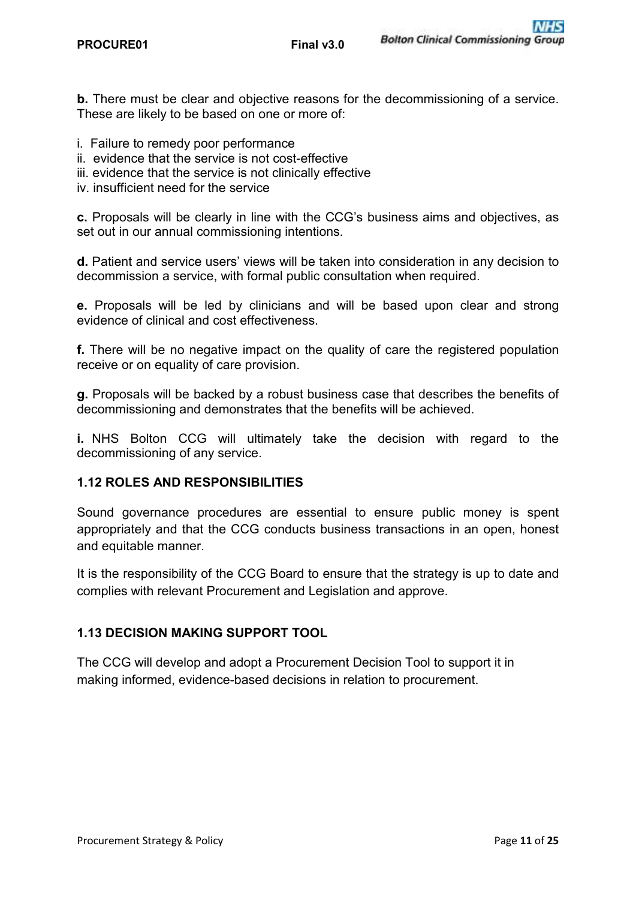**b.** There must be clear and objective reasons for the decommissioning of a service. These are likely to be based on one or more of:

i. Failure to remedy poor performance
ii. evidence that the service is not cost-effective
iii. evidence that the service is not clinically effective
iv. insufficient need for the service

**c.** Proposals will be clearly in line with the CCG's business aims and objectives, as set out in our annual commissioning intentions.

**d.** Patient and service users' views will be taken into consideration in any decision to decommission a service, with formal public consultation when required.

**e.** Proposals will be led by clinicians and will be based upon clear and strong evidence of clinical and cost effectiveness.

**f.** There will be no negative impact on the quality of care the registered population receive or on equality of care provision.

**g.** Proposals will be backed by a robust business case that describes the benefits of decommissioning and demonstrates that the benefits will be achieved.

**i.** NHS Bolton CCG will ultimately take the decision with regard to the decommissioning of any service.

### 1.12 ROLES AND RESPONSIBILITIES

Sound governance procedures are essential to ensure public money is spent appropriately and that the CCG conducts business transactions in an open, honest and equitable manner.

It is the responsibility of the CCG Board to ensure that the strategy is up to date and complies with relevant Procurement and Legislation and approve.

### 1.13 DECISION MAKING SUPPORT TOOL

The CCG will develop and adopt a Procurement Decision Tool to support it in making informed, evidence-based decisions in relation to procurement.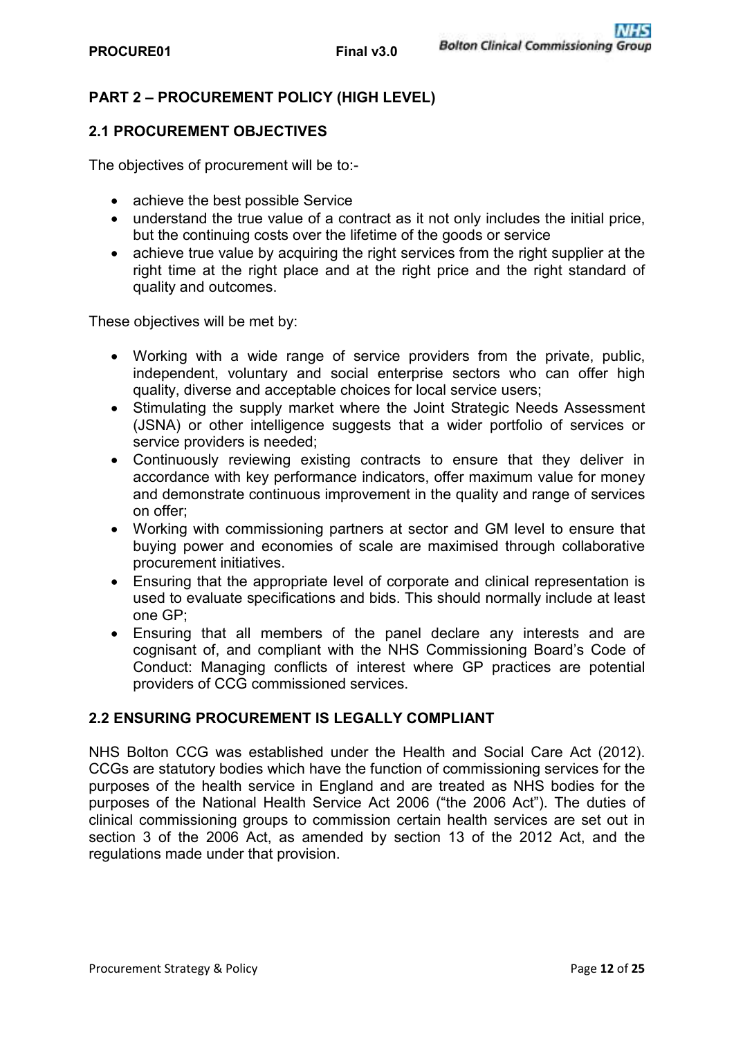## PART 2 – PROCUREMENT POLICY (HIGH LEVEL)

### 2.1 PROCUREMENT OBJECTIVES

The objectives of procurement will be to:-

- achieve the best possible Service
- understand the true value of a contract as it not only includes the initial price, but the continuing costs over the lifetime of the goods or service
- achieve true value by acquiring the right services from the right supplier at the right time at the right place and at the right price and the right standard of quality and outcomes.

These objectives will be met by:

- Working with a wide range of service providers from the private, public, independent, voluntary and social enterprise sectors who can offer high quality, diverse and acceptable choices for local service users;
- Stimulating the supply market where the Joint Strategic Needs Assessment (JSNA) or other intelligence suggests that a wider portfolio of services or service providers is needed;
- Continuously reviewing existing contracts to ensure that they deliver in accordance with key performance indicators, offer maximum value for money and demonstrate continuous improvement in the quality and range of services on offer;
- Working with commissioning partners at sector and GM level to ensure that buying power and economies of scale are maximised through collaborative procurement initiatives.
- Ensuring that the appropriate level of corporate and clinical representation is used to evaluate specifications and bids. This should normally include at least one GP;
- Ensuring that all members of the panel declare any interests and are cognisant of, and compliant with the NHS Commissioning Board's Code of Conduct: Managing conflicts of interest where GP practices are potential providers of CCG commissioned services.

### 2.2 ENSURING PROCUREMENT IS LEGALLY COMPLIANT

NHS Bolton CCG was established under the Health and Social Care Act (2012). CCGs are statutory bodies which have the function of commissioning services for the purposes of the health service in England and are treated as NHS bodies for the purposes of the National Health Service Act 2006 ("the 2006 Act"). The duties of clinical commissioning groups to commission certain health services are set out in section 3 of the 2006 Act, as amended by section 13 of the 2012 Act, and the regulations made under that provision.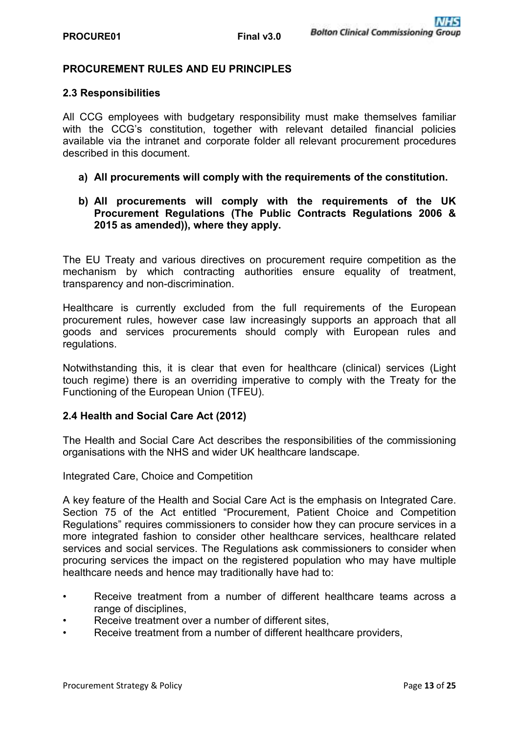## PROCUREMENT RULES AND EU PRINCIPLES

### 2.3 Responsibilities

All CCG employees with budgetary responsibility must make themselves familiar with the CCG's constitution, together with relevant detailed financial policies available via the intranet and corporate folder all relevant procurement procedures described in this document.

a) **All procurements will comply with the requirements of the constitution.**

b) **All procurements will comply with the requirements of the UK Procurement Regulations (The Public Contracts Regulations 2006 & 2015 as amended)), where they apply.**

The EU Treaty and various directives on procurement require competition as the mechanism by which contracting authorities ensure equality of treatment, transparency and non-discrimination.

Healthcare is currently excluded from the full requirements of the European procurement rules, however case law increasingly supports an approach that all goods and services procurements should comply with European rules and regulations.

Notwithstanding this, it is clear that even for healthcare (clinical) services (Light touch regime) there is an overriding imperative to comply with the Treaty for the Functioning of the European Union (TFEU).

### 2.4 Health and Social Care Act (2012)

The Health and Social Care Act describes the responsibilities of the commissioning organisations with the NHS and wider UK healthcare landscape.

Integrated Care, Choice and Competition

A key feature of the Health and Social Care Act is the emphasis on Integrated Care. Section 75 of the Act entitled "Procurement, Patient Choice and Competition Regulations" requires commissioners to consider how they can procure services in a more integrated fashion to consider other healthcare services, healthcare related services and social services. The Regulations ask commissioners to consider when procuring services the impact on the registered population who may have multiple healthcare needs and hence may traditionally have had to:

- Receive treatment from a number of different healthcare teams across a range of disciplines,
- Receive treatment over a number of different sites,
- Receive treatment from a number of different healthcare providers,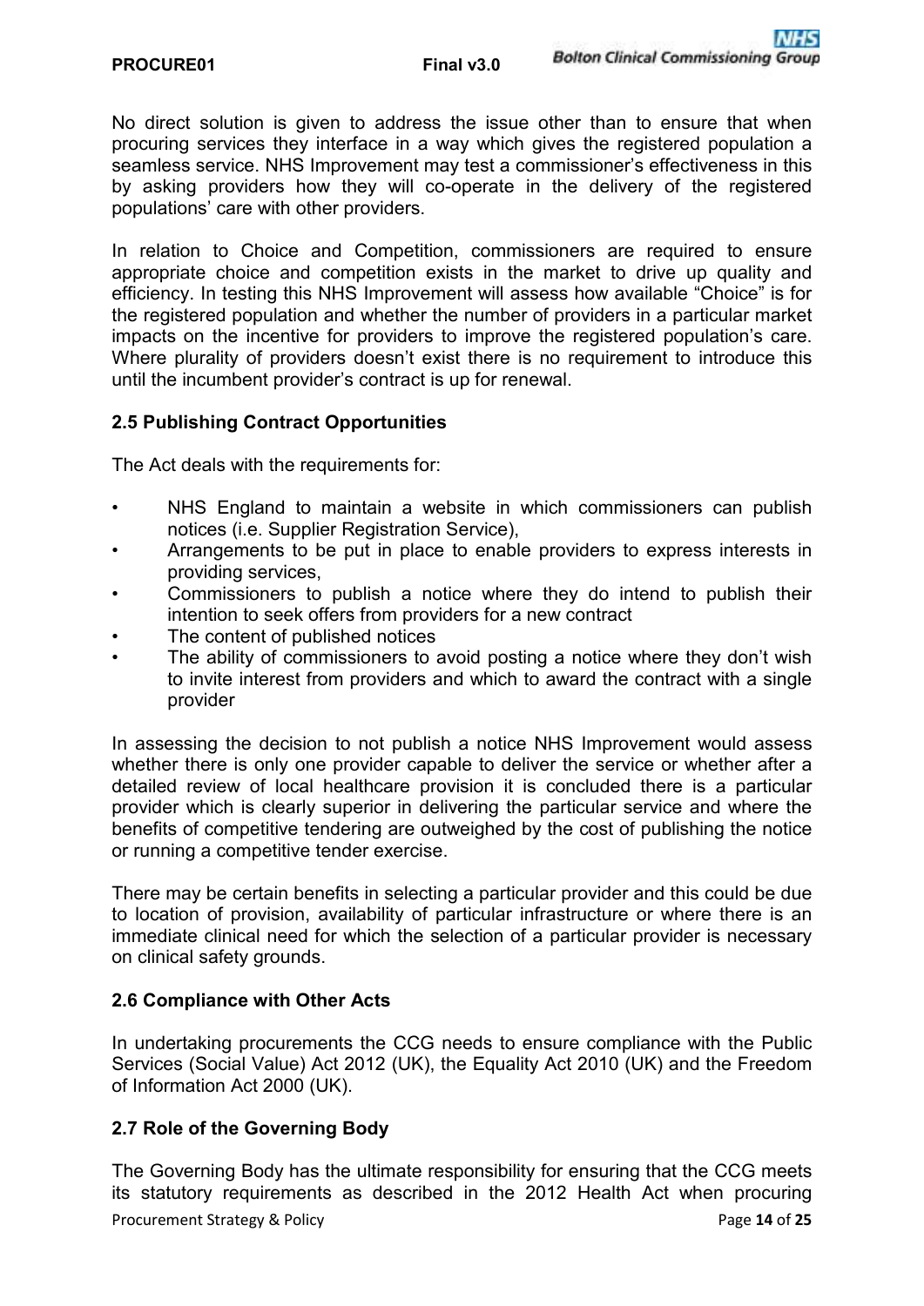No direct solution is given to address the issue other than to ensure that when procuring services they interface in a way which gives the registered population a seamless service. NHS Improvement may test a commissioner's effectiveness in this by asking providers how they will co-operate in the delivery of the registered populations' care with other providers.

In relation to Choice and Competition, commissioners are required to ensure appropriate choice and competition exists in the market to drive up quality and efficiency. In testing this NHS Improvement will assess how available "Choice" is for the registered population and whether the number of providers in a particular market impacts on the incentive for providers to improve the registered population's care. Where plurality of providers doesn't exist there is no requirement to introduce this until the incumbent provider's contract is up for renewal.

### 2.5 Publishing Contract Opportunities

The Act deals with the requirements for:

- NHS England to maintain a website in which commissioners can publish notices (i.e. Supplier Registration Service),
- Arrangements to be put in place to enable providers to express interests in providing services,
- Commissioners to publish a notice where they do intend to publish their intention to seek offers from providers for a new contract
- The content of published notices
- The ability of commissioners to avoid posting a notice where they don't wish to invite interest from providers and which to award the contract with a single provider

In assessing the decision to not publish a notice NHS Improvement would assess whether there is only one provider capable to deliver the service or whether after a detailed review of local healthcare provision it is concluded there is a particular provider which is clearly superior in delivering the particular service and where the benefits of competitive tendering are outweighed by the cost of publishing the notice or running a competitive tender exercise.

There may be certain benefits in selecting a particular provider and this could be due to location of provision, availability of particular infrastructure or where there is an immediate clinical need for which the selection of a particular provider is necessary on clinical safety grounds.

### 2.6 Compliance with Other Acts

In undertaking procurements the CCG needs to ensure compliance with the Public Services (Social Value) Act 2012 (UK), the Equality Act 2010 (UK) and the Freedom of Information Act 2000 (UK).

### 2.7 Role of the Governing Body

The Governing Body has the ultimate responsibility for ensuring that the CCG meets its statutory requirements as described in the 2012 Health Act when procuring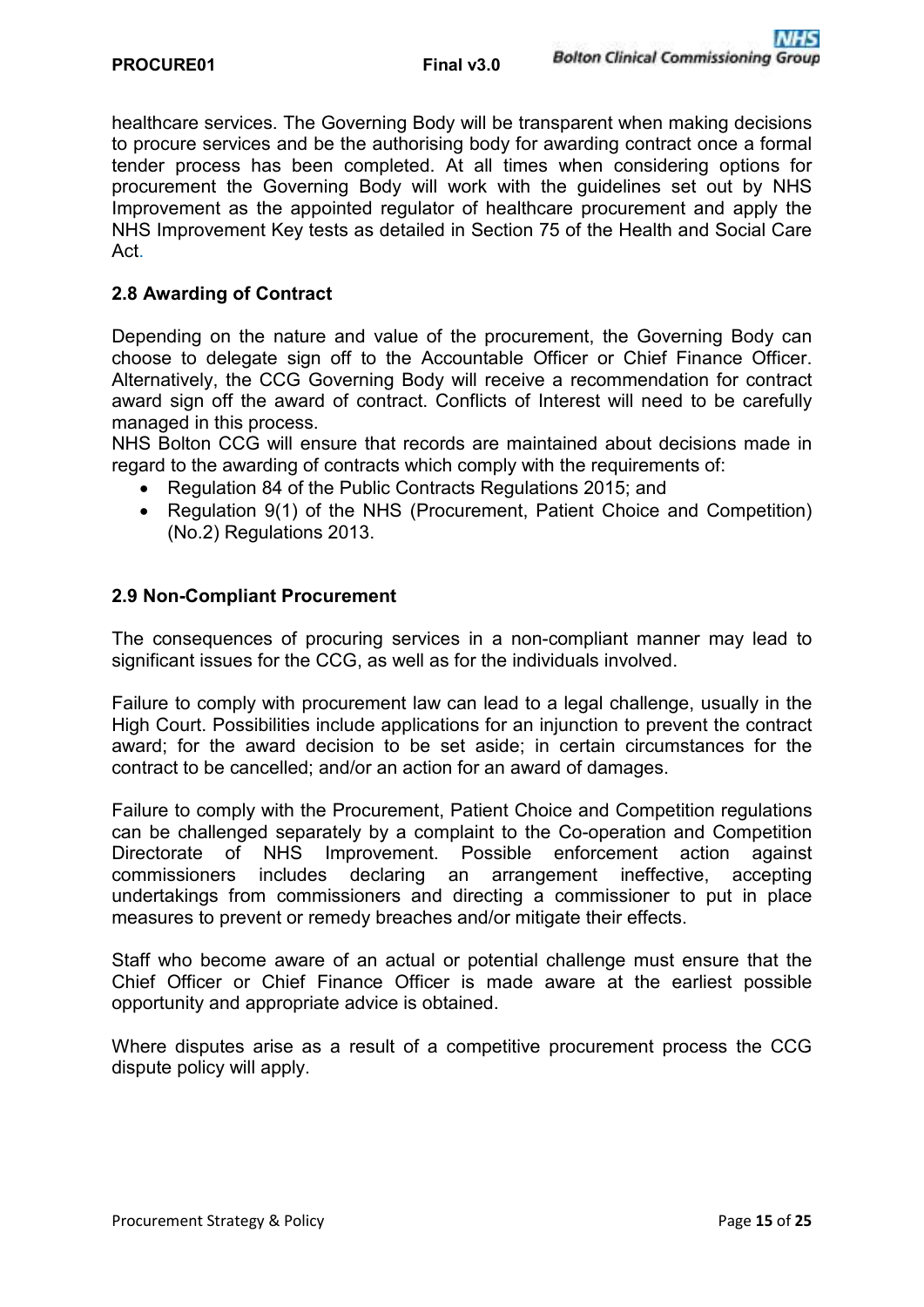healthcare services. The Governing Body will be transparent when making decisions to procure services and be the authorising body for awarding contract once a formal tender process has been completed. At all times when considering options for procurement the Governing Body will work with the guidelines set out by NHS Improvement as the appointed regulator of healthcare procurement and apply the NHS Improvement Key tests as detailed in Section 75 of the Health and Social Care Act.

### 2.8 Awarding of Contract

Depending on the nature and value of the procurement, the Governing Body can choose to delegate sign off to the Accountable Officer or Chief Finance Officer. Alternatively, the CCG Governing Body will receive a recommendation for contract award sign off the award of contract. Conflicts of Interest will need to be carefully managed in this process.
NHS Bolton CCG will ensure that records are maintained about decisions made in regard to the awarding of contracts which comply with the requirements of:

- Regulation 84 of the Public Contracts Regulations 2015; and
- Regulation 9(1) of the NHS (Procurement, Patient Choice and Competition) (No.2) Regulations 2013.

### 2.9 Non-Compliant Procurement

The consequences of procuring services in a non-compliant manner may lead to significant issues for the CCG, as well as for the individuals involved.

Failure to comply with procurement law can lead to a legal challenge, usually in the High Court. Possibilities include applications for an injunction to prevent the contract award; for the award decision to be set aside; in certain circumstances for the contract to be cancelled; and/or an action for an award of damages.

Failure to comply with the Procurement, Patient Choice and Competition regulations can be challenged separately by a complaint to the Co-operation and Competition Directorate of NHS Improvement. Possible enforcement action against commissioners includes declaring an arrangement ineffective, accepting undertakings from commissioners and directing a commissioner to put in place measures to prevent or remedy breaches and/or mitigate their effects.

Staff who become aware of an actual or potential challenge must ensure that the Chief Officer or Chief Finance Officer is made aware at the earliest possible opportunity and appropriate advice is obtained.

Where disputes arise as a result of a competitive procurement process the CCG dispute policy will apply.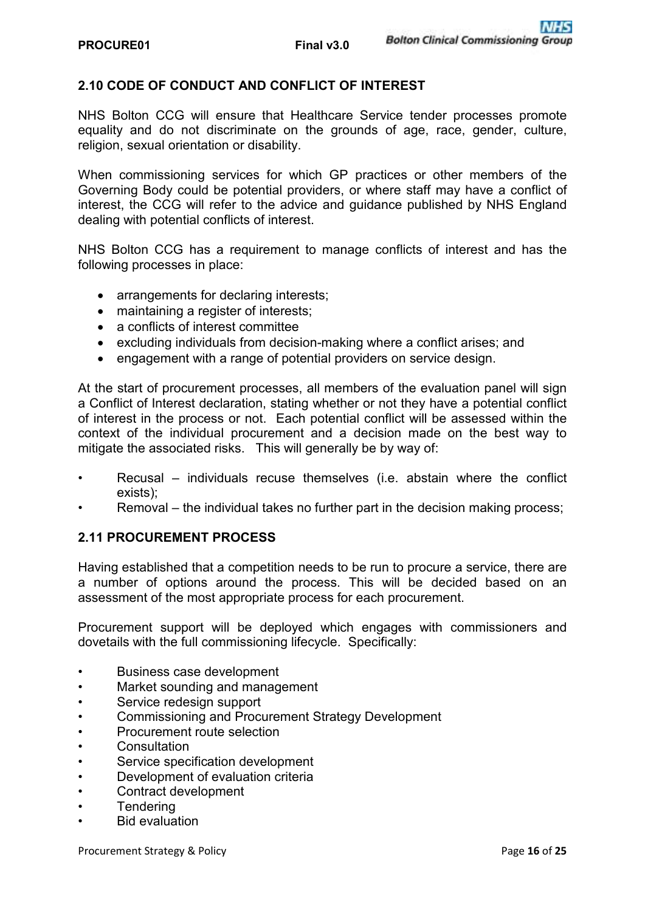## 2.10 CODE OF CONDUCT AND CONFLICT OF INTEREST

NHS Bolton CCG will ensure that Healthcare Service tender processes promote equality and do not discriminate on the grounds of age, race, gender, culture, religion, sexual orientation or disability.

When commissioning services for which GP practices or other members of the Governing Body could be potential providers, or where staff may have a conflict of interest, the CCG will refer to the advice and guidance published by NHS England dealing with potential conflicts of interest.

NHS Bolton CCG has a requirement to manage conflicts of interest and has the following processes in place:

- arrangements for declaring interests;
- maintaining a register of interests;
- a conflicts of interest committee
- excluding individuals from decision-making where a conflict arises; and
- engagement with a range of potential providers on service design.

At the start of procurement processes, all members of the evaluation panel will sign a Conflict of Interest declaration, stating whether or not they have a potential conflict of interest in the process or not. Each potential conflict will be assessed within the context of the individual procurement and a decision made on the best way to mitigate the associated risks. This will generally be by way of:

- Recusal – individuals recuse themselves (i.e. abstain where the conflict exists);
- Removal – the individual takes no further part in the decision making process;

## 2.11 PROCUREMENT PROCESS

Having established that a competition needs to be run to procure a service, there are a number of options around the process. This will be decided based on an assessment of the most appropriate process for each procurement.

Procurement support will be deployed which engages with commissioners and dovetails with the full commissioning lifecycle. Specifically:

- Business case development
- Market sounding and management
- Service redesign support
- Commissioning and Procurement Strategy Development
- Procurement route selection
- Consultation
- Service specification development
- Development of evaluation criteria
- Contract development
- Tendering
- Bid evaluation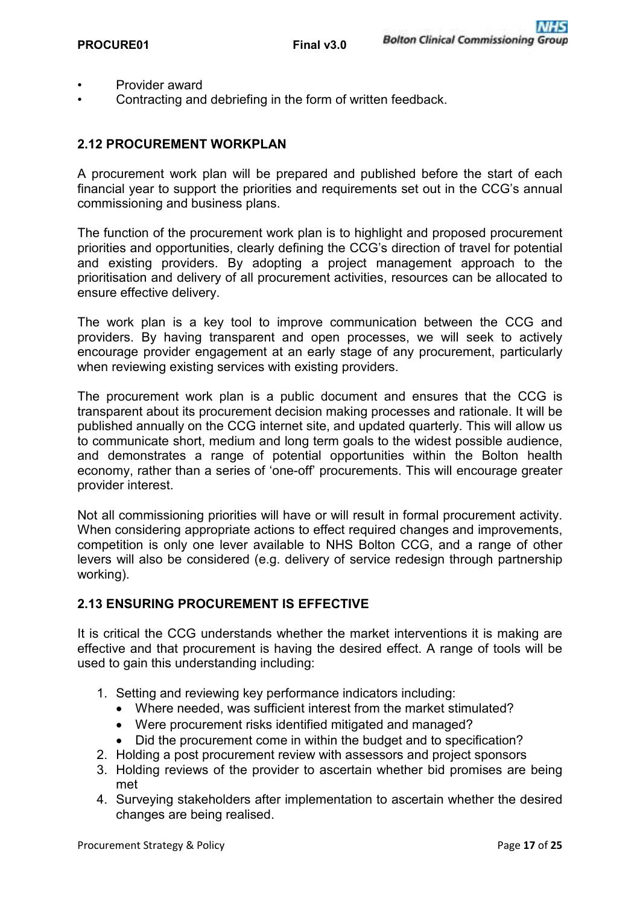- Provider award
- Contracting and debriefing in the form of written feedback.

## 2.12 PROCUREMENT WORKPLAN

A procurement work plan will be prepared and published before the start of each financial year to support the priorities and requirements set out in the CCG's annual commissioning and business plans.

The function of the procurement work plan is to highlight and proposed procurement priorities and opportunities, clearly defining the CCG's direction of travel for potential and existing providers. By adopting a project management approach to the prioritisation and delivery of all procurement activities, resources can be allocated to ensure effective delivery.

The work plan is a key tool to improve communication between the CCG and providers. By having transparent and open processes, we will seek to actively encourage provider engagement at an early stage of any procurement, particularly when reviewing existing services with existing providers.

The procurement work plan is a public document and ensures that the CCG is transparent about its procurement decision making processes and rationale. It will be published annually on the CCG internet site, and updated quarterly. This will allow us to communicate short, medium and long term goals to the widest possible audience, and demonstrates a range of potential opportunities within the Bolton health economy, rather than a series of 'one-off' procurements. This will encourage greater provider interest.

Not all commissioning priorities will have or will result in formal procurement activity. When considering appropriate actions to effect required changes and improvements, competition is only one lever available to NHS Bolton CCG, and a range of other levers will also be considered (e.g. delivery of service redesign through partnership working).

## 2.13 ENSURING PROCUREMENT IS EFFECTIVE

It is critical the CCG understands whether the market interventions it is making are effective and that procurement is having the desired effect. A range of tools will be used to gain this understanding including:

1. Setting and reviewing key performance indicators including:
   - Where needed, was sufficient interest from the market stimulated?
   - Were procurement risks identified mitigated and managed?
   - Did the procurement come in within the budget and to specification?
2. Holding a post procurement review with assessors and project sponsors
3. Holding reviews of the provider to ascertain whether bid promises are being met
4. Surveying stakeholders after implementation to ascertain whether the desired changes are being realised.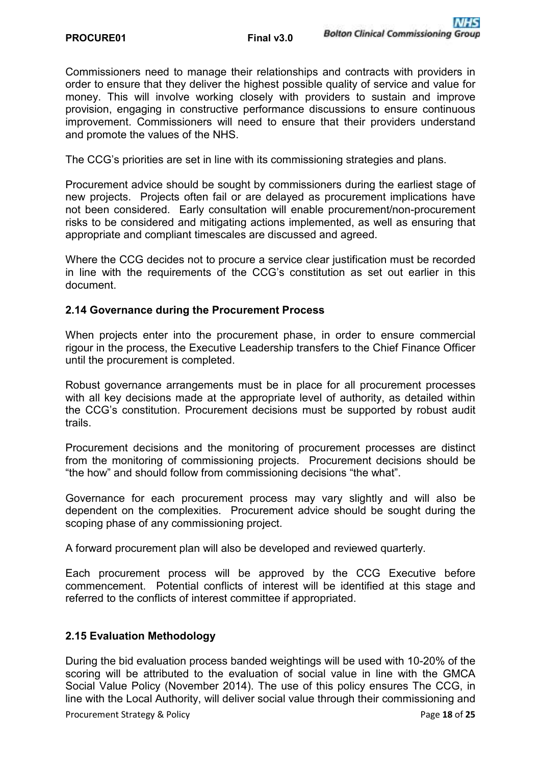Commissioners need to manage their relationships and contracts with providers in order to ensure that they deliver the highest possible quality of service and value for money. This will involve working closely with providers to sustain and improve provision, engaging in constructive performance discussions to ensure continuous improvement. Commissioners will need to ensure that their providers understand and promote the values of the NHS.

The CCG's priorities are set in line with its commissioning strategies and plans.

Procurement advice should be sought by commissioners during the earliest stage of new projects. Projects often fail or are delayed as procurement implications have not been considered. Early consultation will enable procurement/non-procurement risks to be considered and mitigating actions implemented, as well as ensuring that appropriate and compliant timescales are discussed and agreed.

Where the CCG decides not to procure a service clear justification must be recorded in line with the requirements of the CCG's constitution as set out earlier in this document.

### 2.14 Governance during the Procurement Process

When projects enter into the procurement phase, in order to ensure commercial rigour in the process, the Executive Leadership transfers to the Chief Finance Officer until the procurement is completed.

Robust governance arrangements must be in place for all procurement processes with all key decisions made at the appropriate level of authority, as detailed within the CCG's constitution. Procurement decisions must be supported by robust audit trails.

Procurement decisions and the monitoring of procurement processes are distinct from the monitoring of commissioning projects. Procurement decisions should be "the how" and should follow from commissioning decisions "the what".

Governance for each procurement process may vary slightly and will also be dependent on the complexities. Procurement advice should be sought during the scoping phase of any commissioning project.

A forward procurement plan will also be developed and reviewed quarterly.

Each procurement process will be approved by the CCG Executive before commencement. Potential conflicts of interest will be identified at this stage and referred to the conflicts of interest committee if appropriated.

### 2.15 Evaluation Methodology

During the bid evaluation process banded weightings will be used with 10-20% of the scoring will be attributed to the evaluation of social value in line with the GMCA Social Value Policy (November 2014). The use of this policy ensures The CCG, in line with the Local Authority, will deliver social value through their commissioning and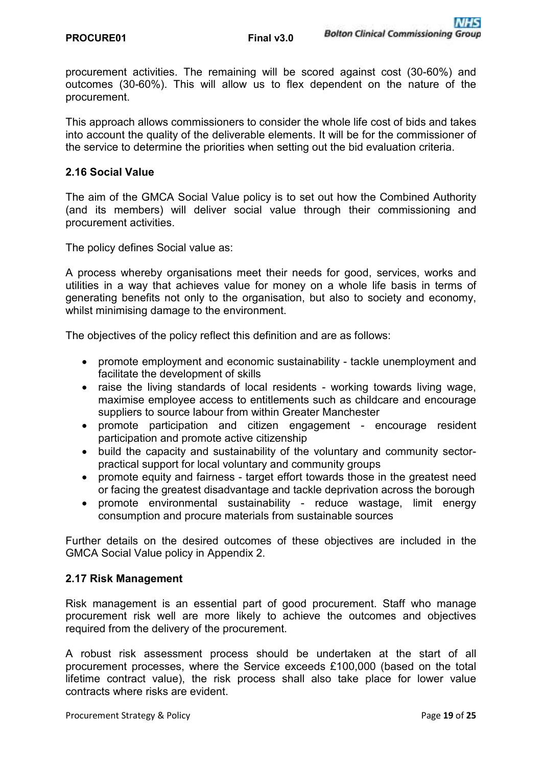procurement activities. The remaining will be scored against cost (30-60%) and outcomes (30-60%). This will allow us to flex dependent on the nature of the procurement.

This approach allows commissioners to consider the whole life cost of bids and takes into account the quality of the deliverable elements. It will be for the commissioner of the service to determine the priorities when setting out the bid evaluation criteria.

### 2.16 Social Value

The aim of the GMCA Social Value policy is to set out how the Combined Authority (and its members) will deliver social value through their commissioning and procurement activities.

The policy defines Social value as:

A process whereby organisations meet their needs for good, services, works and utilities in a way that achieves value for money on a whole life basis in terms of generating benefits not only to the organisation, but also to society and economy, whilst minimising damage to the environment.

The objectives of the policy reflect this definition and are as follows:

- promote employment and economic sustainability - tackle unemployment and facilitate the development of skills
- raise the living standards of local residents - working towards living wage, maximise employee access to entitlements such as childcare and encourage suppliers to source labour from within Greater Manchester
- promote participation and citizen engagement - encourage resident participation and promote active citizenship
- build the capacity and sustainability of the voluntary and community sector- practical support for local voluntary and community groups
- promote equity and fairness - target effort towards those in the greatest need or facing the greatest disadvantage and tackle deprivation across the borough
- promote environmental sustainability - reduce wastage, limit energy consumption and procure materials from sustainable sources

Further details on the desired outcomes of these objectives are included in the GMCA Social Value policy in Appendix 2.

### 2.17 Risk Management

Risk management is an essential part of good procurement. Staff who manage procurement risk well are more likely to achieve the outcomes and objectives required from the delivery of the procurement.

A robust risk assessment process should be undertaken at the start of all procurement processes, where the Service exceeds £100,000 (based on the total lifetime contract value), the risk process shall also take place for lower value contracts where risks are evident.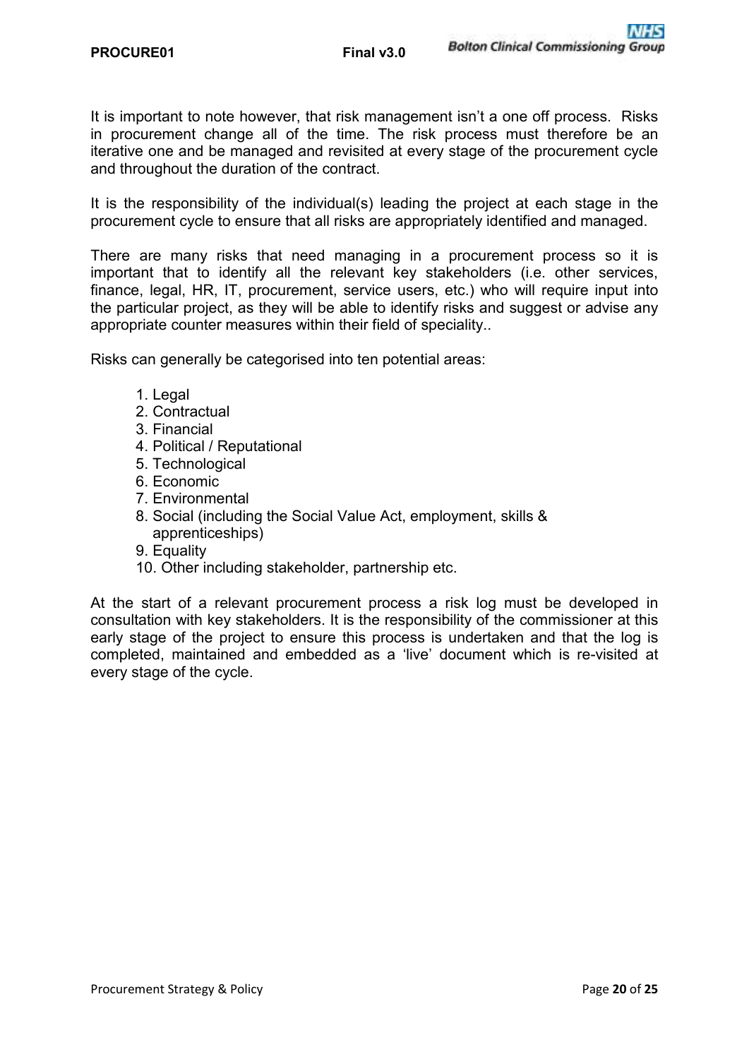It is important to note however, that risk management isn't a one off process. Risks in procurement change all of the time. The risk process must therefore be an iterative one and be managed and revisited at every stage of the procurement cycle and throughout the duration of the contract.

It is the responsibility of the individual(s) leading the project at each stage in the procurement cycle to ensure that all risks are appropriately identified and managed.

There are many risks that need managing in a procurement process so it is important that to identify all the relevant key stakeholders (i.e. other services, finance, legal, HR, IT, procurement, service users, etc.) who will require input into the particular project, as they will be able to identify risks and suggest or advise any appropriate counter measures within their field of speciality..

Risks can generally be categorised into ten potential areas:

1. Legal
2. Contractual
3. Financial
4. Political / Reputational
5. Technological
6. Economic
7. Environmental
8. Social (including the Social Value Act, employment, skills & apprenticeships)
9. Equality
10. Other including stakeholder, partnership etc.

At the start of a relevant procurement process a risk log must be developed in consultation with key stakeholders. It is the responsibility of the commissioner at this early stage of the project to ensure this process is undertaken and that the log is completed, maintained and embedded as a 'live' document which is re-visited at every stage of the cycle.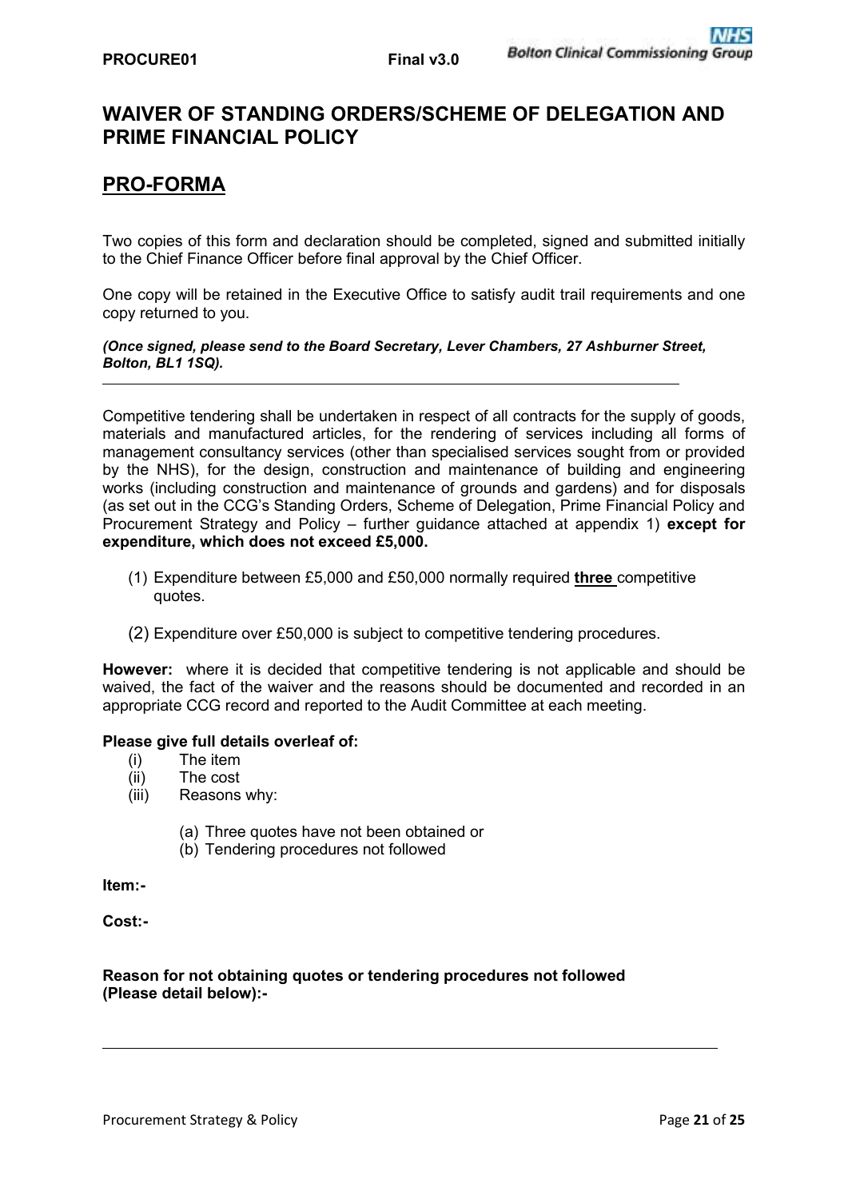# WAIVER OF STANDING ORDERS/SCHEME OF DELEGATION AND PRIME FINANCIAL POLICY

## PRO-FORMA

Two copies of this form and declaration should be completed, signed and submitted initially to the Chief Finance Officer before final approval by the Chief Officer.

One copy will be retained in the Executive Office to satisfy audit trail requirements and one copy returned to you.

***(Once signed, please send to the Board Secretary, Lever Chambers, 27 Ashburner Street, Bolton, BL1 1SQ).***

---

Competitive tendering shall be undertaken in respect of all contracts for the supply of goods, materials and manufactured articles, for the rendering of services including all forms of management consultancy services (other than specialised services sought from or provided by the NHS), for the design, construction and maintenance of building and engineering works (including construction and maintenance of grounds and gardens) and for disposals (as set out in the CCG's Standing Orders, Scheme of Delegation, Prime Financial Policy and Procurement Strategy and Policy – further guidance attached at appendix 1) **except for expenditure, which does not exceed £5,000.**

(1) Expenditure between £5,000 and £50,000 normally required **three** competitive quotes.

(2) Expenditure over £50,000 is subject to competitive tendering procedures.

**However:** where it is decided that competitive tendering is not applicable and should be waived, the fact of the waiver and the reasons should be documented and recorded in an appropriate CCG record and reported to the Audit Committee at each meeting.

**Please give full details overleaf of:**

(i) The item

(ii) The cost

(iii) Reasons why:

(a) Three quotes have not been obtained or

(b) Tendering procedures not followed

**Item:-**

**Cost:-**

**Reason for not obtaining quotes or tendering procedures not followed (Please detail below):-**

---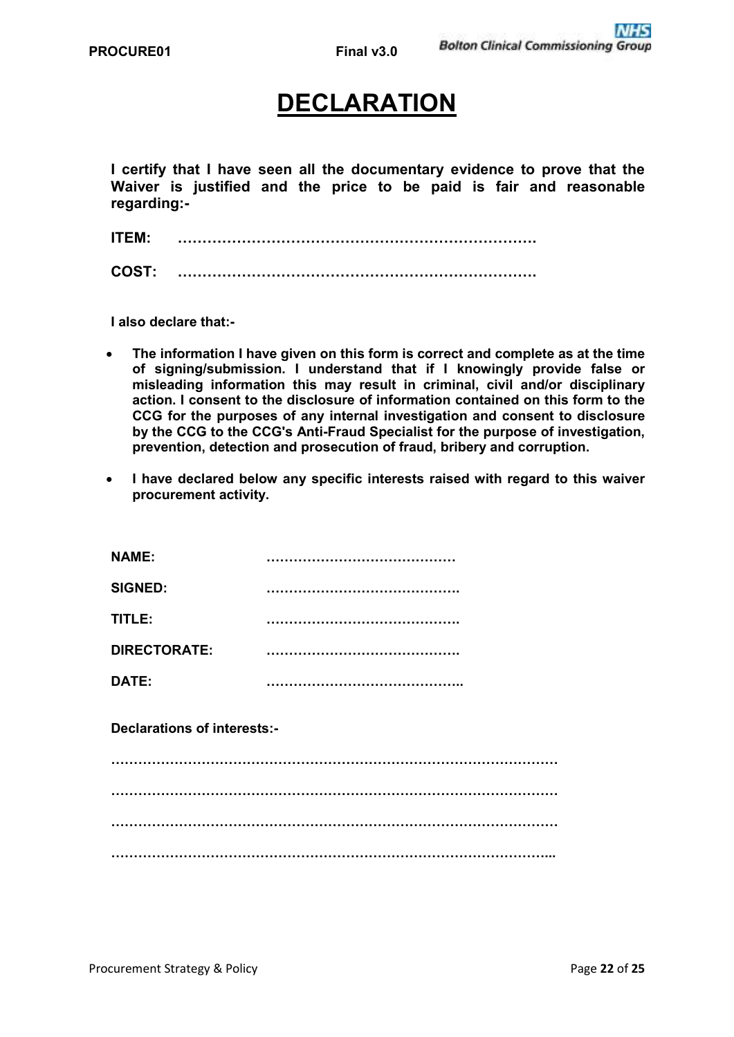# DECLARATION

**I certify that I have seen all the documentary evidence to prove that the Waiver is justified and the price to be paid is fair and reasonable regarding:-**

**ITEM:** ……………………………………………………………….

**COST:** ……………………………………………………………….

**I also declare that:-**

- **The information I have given on this form is correct and complete as at the time of signing/submission. I understand that if I knowingly provide false or misleading information this may result in criminal, civil and/or disciplinary action. I consent to the disclosure of information contained on this form to the CCG for the purposes of any internal investigation and consent to disclosure by the CCG to the CCG's Anti-Fraud Specialist for the purpose of investigation, prevention, detection and prosecution of fraud, bribery and corruption.**
- **I have declared below any specific interests raised with regard to this waiver procurement activity.**

**NAME:** ……………………………………

**SIGNED:** …………………………………….

**TITLE:** …………………………………….

**DIRECTORATE:** …………………………………….

**DATE:** ……………………………………..

**Declarations of interests:-**

……………………………………………………………………………………

……………………………………………………………………………………

……………………………………………………………………………………

…………………………………………………………………………………...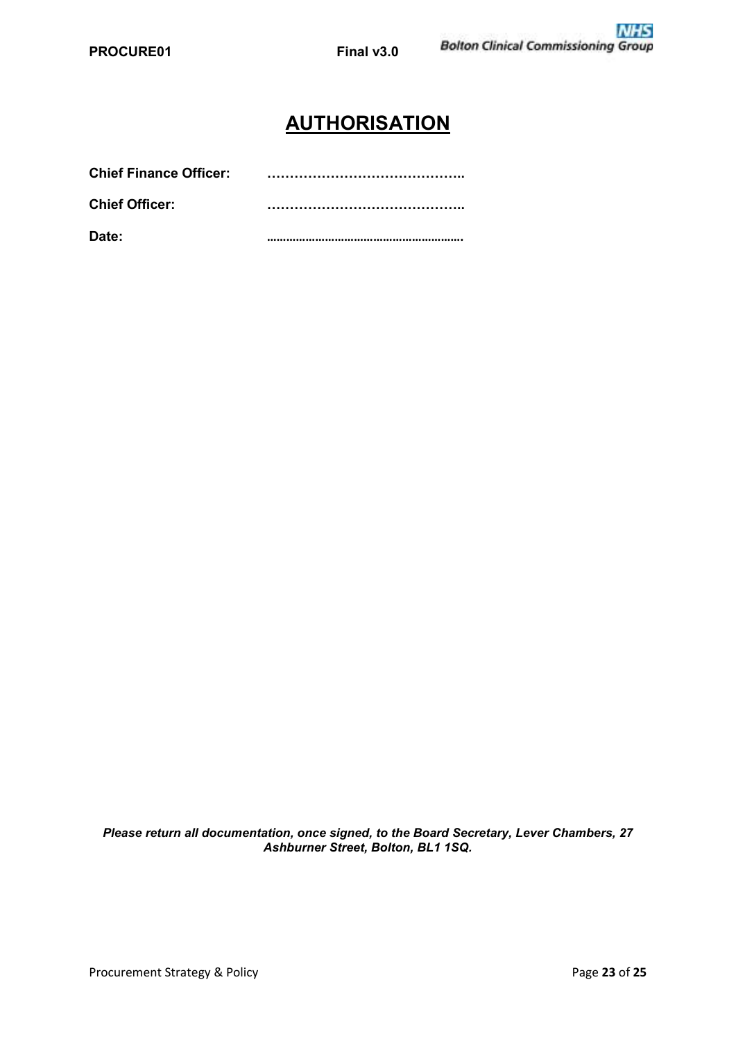# AUTHORISATION

**Chief Finance Officer:** ……………………………………..

**Chief Officer:** ……………………………………..

**Date:** ……………………………………………………

***Please return all documentation, once signed, to the Board Secretary, Lever Chambers, 27 Ashburner Street, Bolton, BL1 1SQ.***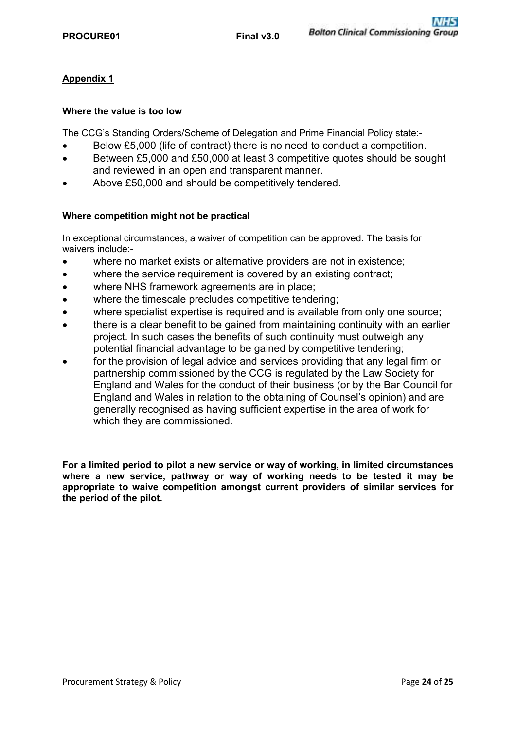## Appendix 1

**Where the value is too low**

The CCG's Standing Orders/Scheme of Delegation and Prime Financial Policy state:-

- Below £5,000 (life of contract) there is no need to conduct a competition.
- Between £5,000 and £50,000 at least 3 competitive quotes should be sought and reviewed in an open and transparent manner.
- Above £50,000 and should be competitively tendered.

**Where competition might not be practical**

In exceptional circumstances, a waiver of competition can be approved. The basis for waivers include:-

- where no market exists or alternative providers are not in existence;
- where the service requirement is covered by an existing contract;
- where NHS framework agreements are in place;
- where the timescale precludes competitive tendering;
- where specialist expertise is required and is available from only one source;
- there is a clear benefit to be gained from maintaining continuity with an earlier project. In such cases the benefits of such continuity must outweigh any potential financial advantage to be gained by competitive tendering;
- for the provision of legal advice and services providing that any legal firm or partnership commissioned by the CCG is regulated by the Law Society for England and Wales for the conduct of their business (or by the Bar Council for England and Wales in relation to the obtaining of Counsel's opinion) and are generally recognised as having sufficient expertise in the area of work for which they are commissioned.

**For a limited period to pilot a new service or way of working, in limited circumstances where a new service, pathway or way of working needs to be tested it may be appropriate to waive competition amongst current providers of similar services for the period of the pilot.**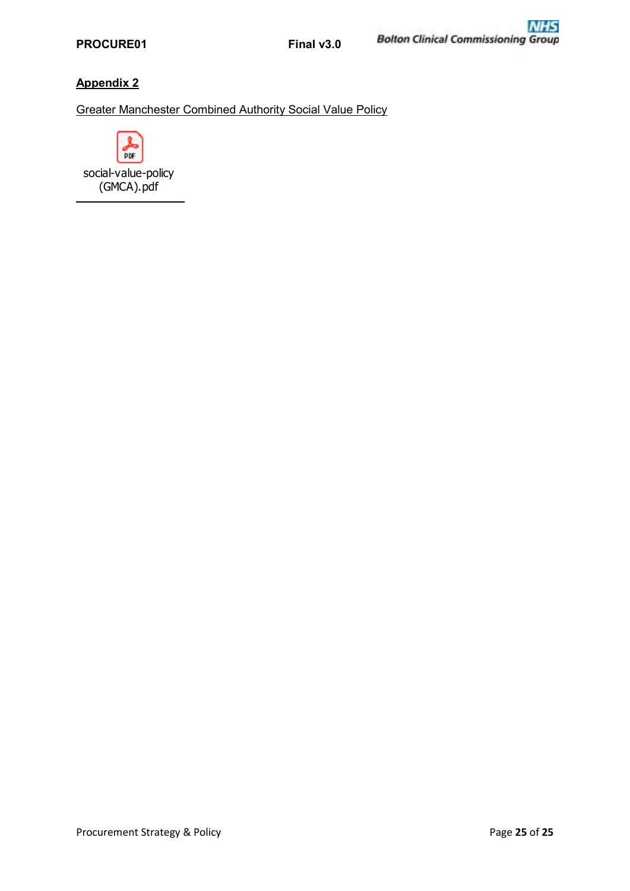## Appendix 2

Greater Manchester Combined Authority Social Value Policy

social-value-policy (GMCA).pdf